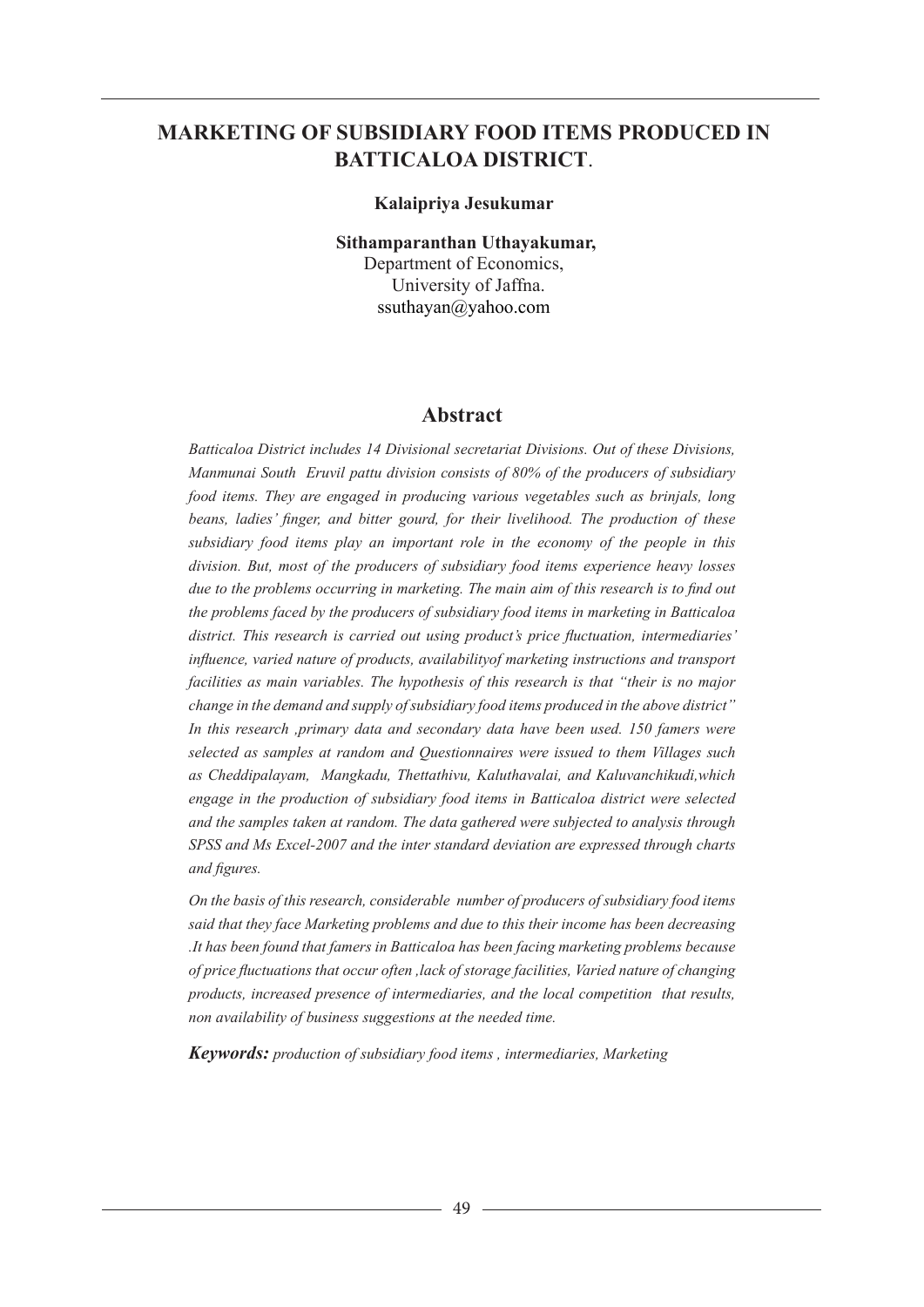# MARKETING OF SUBSIDIARY FOOD ITEMS PRODUCED IN BATTICALOA DISTRICT.

**Kalaipriya Jesukumar**

**Sithamparanthan Uthayakumar,**
Department of Economics,
University of Jaffna.
ssuthayan@yahoo.com

## Abstract

*Batticaloa District includes 14 Divisional secretariat Divisions. Out of these Divisions, Manmunai South Eruvil pattu division consists of 80% of the producers of subsidiary food items. They are engaged in producing various vegetables such as brinjals, long beans, ladies' finger, and bitter gourd, for their livelihood. The production of these subsidiary food items play an important role in the economy of the people in this division. But, most of the producers of subsidiary food items experience heavy losses due to the problems occurring in marketing. The main aim of this research is to find out the problems faced by the producers of subsidiary food items in marketing in Batticaloa district. This research is carried out using product's price fluctuation, intermediaries' influence, varied nature of products, availabilityof marketing instructions and transport facilities as main variables. The hypothesis of this research is that "their is no major change in the demand and supply of subsidiary food items produced in the above district" In this research ,primary data and secondary data have been used. 150 famers were selected as samples at random and Questionnaires were issued to them Villages such as Cheddipalayam, Mangkadu, Thettathivu, Kaluthavalai, and Kaluvanchikudi,which engage in the production of subsidiary food items in Batticaloa district were selected and the samples taken at random. The data gathered were subjected to analysis through SPSS and Ms Excel-2007 and the inter standard deviation are expressed through charts and figures.*

*On the basis of this research, considerable number of producers of subsidiary food items said that they face Marketing problems and due to this their income has been decreasing .It has been found that famers in Batticaloa has been facing marketing problems because of price fluctuations that occur often ,lack of storage facilities, Varied nature of changing products, increased presence of intermediaries, and the local competition that results, non availability of business suggestions at the needed time.*

***Keywords:*** *production of subsidiary food items , intermediaries, Marketing*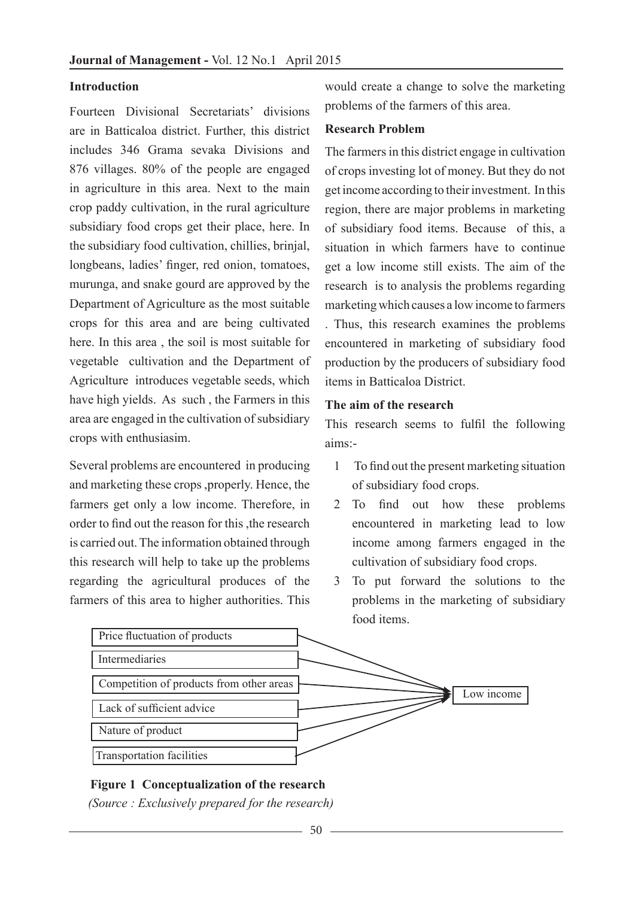## Introduction

Fourteen Divisional Secretariats' divisions are in Batticaloa district. Further, this district includes 346 Grama sevaka Divisions and 876 villages. 80% of the people are engaged in agriculture in this area. Next to the main crop paddy cultivation, in the rural agriculture subsidiary food crops get their place, here. In the subsidiary food cultivation, chillies, brinjal, longbeans, ladies' finger, red onion, tomatoes, murunga, and snake gourd are approved by the Department of Agriculture as the most suitable crops for this area and are being cultivated here. In this area , the soil is most suitable for vegetable cultivation and the Department of Agriculture introduces vegetable seeds, which have high yields. As such , the Farmers in this area are engaged in the cultivation of subsidiary crops with enthusiasim.

Several problems are encountered in producing and marketing these crops ,properly. Hence, the farmers get only a low income. Therefore, in order to find out the reason for this ,the research is carried out. The information obtained through this research will help to take up the problems regarding the agricultural produces of the farmers of this area to higher authorities. This would create a change to solve the marketing problems of the farmers of this area.

## Research Problem

The farmers in this district engage in cultivation of crops investing lot of money. But they do not get income according to their investment. In this region, there are major problems in marketing of subsidiary food items. Because of this, a situation in which farmers have to continue get a low income still exists. The aim of the research is to analysis the problems regarding marketing which causes a low income to farmers . Thus, this research examines the problems encountered in marketing of subsidiary food production by the producers of subsidiary food items in Batticaloa District.

## The aim of the research

This research seems to fulfil the following aims:-

1. To find out the present marketing situation of subsidiary food crops.
2. To find out how these problems encountered in marketing lead to low income among farmers engaged in the cultivation of subsidiary food crops.
3. To put forward the solutions to the problems in the marketing of subsidiary food items.

Price fluctuation of products → Low income
Intermediaries → Low income
Competition of products from other areas → Low income
Lack of sufficient advice → Low income
Nature of product → Low income
Transportation facilities → Low income

**Figure 1 Conceptualization of the research**

*(Source : Exclusively prepared for the research)*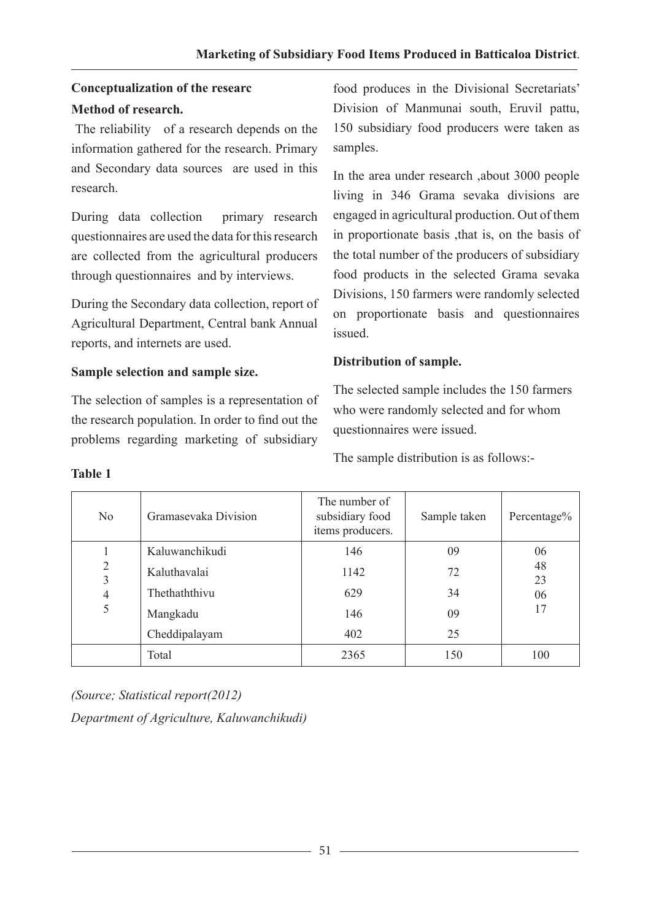**Conceptualization of the researc**

**Method of research.**

The reliability of a research depends on the information gathered for the research. Primary and Secondary data sources are used in this research.

During data collection primary research questionnaires are used the data for this research are collected from the agricultural producers through questionnaires and by interviews.

During the Secondary data collection, report of Agricultural Department, Central bank Annual reports, and internets are used.

**Sample selection and sample size.**

The selection of samples is a representation of the research population. In order to find out the problems regarding marketing of subsidiary food produces in the Divisional Secretariats' Division of Manmunai south, Eruvil pattu, 150 subsidiary food producers were taken as samples.

In the area under research ,about 3000 people living in 346 Grama sevaka divisions are engaged in agricultural production. Out of them in proportionate basis ,that is, on the basis of the total number of the producers of subsidiary food products in the selected Grama sevaka Divisions, 150 farmers were randomly selected on proportionate basis and questionnaires issued.

**Distribution of sample.**

The selected sample includes the 150 farmers who were randomly selected and for whom questionnaires were issued.

The sample distribution is as follows:-

**Table 1**

| No | Gramasevaka Division | The number of subsidiary food items producers. | Sample taken | Percentage% |
|---|---|---|---|---|
| 1 | Kaluwanchikudi | 146 | 09 | 06 |
| 2 | Kaluthavalai | 1142 | 72 | 48 |
| 3 | Thethaththivu | 629 | 34 | 23 |
| 4 | Mangkadu | 146 | 09 | 06 |
| 5 | Cheddipalayam | 402 | 25 | 17 |
| | Total | 2365 | 150 | 100 |

*(Source; Statistical report(2012)*

*Department of Agriculture, Kaluwanchikudi)*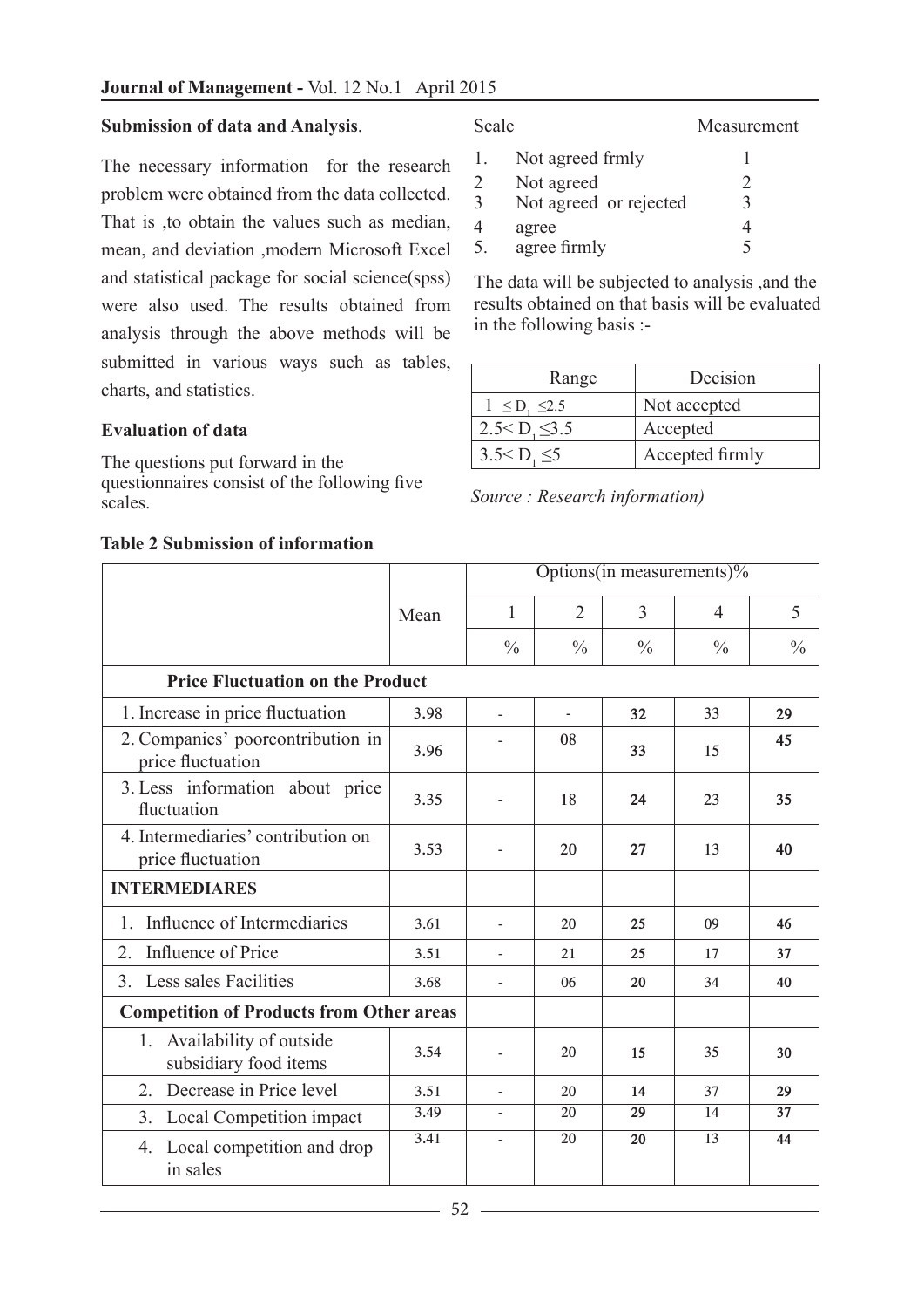**Submission of data and Analysis**.

The necessary information for the research problem were obtained from the data collected. That is ,to obtain the values such as median, mean, and deviation ,modern Microsoft Excel and statistical package for social science(spss) were also used. The results obtained from analysis through the above methods will be submitted in various ways such as tables, charts, and statistics.

**Evaluation of data**

The questions put forward in the questionnaires consist of the following five scales.

| Scale | | Measurement |
|---|---|---|
| 1. | Not agreed frmly | 1 |
| 2 | Not agreed | 2 |
| 3 | Not agreed or rejected | 3 |
| 4 | agree | 4 |
| 5. | agree firmly | 5 |

The data will be subjected to analysis ,and the results obtained on that basis will be evaluated in the following basis :-

| Range | Decision |
|---|---|
| $1 \leq D_1 \leq 2.5$ | Not accepted |
| $2.5 < D_1 \leq 3.5$ | Accepted |
| $3.5 < D_1 \leq 5$ | Accepted firmly |

*Source : Research information)*

**Table 2 Submission of information**

| | Mean | Options(in measurements)% | | | | |
|---|---|---|---|---|---|---|
| | | 1 | 2 | 3 | 4 | 5 |
| | | % | % | % | % | % |
| **Price Fluctuation on the Product** | | | | | | |
| 1. Increase in price fluctuation | 3.98 | - | - | **32** | 33 | **29** |
| 2. Companies' poorcontribution in price fluctuation | 3.96 | - | 08 | **33** | 15 | **45** |
| 3. Less information about price fluctuation | 3.35 | - | 18 | **24** | 23 | **35** |
| 4. Intermediaries' contribution on price fluctuation | 3.53 | - | 20 | **27** | 13 | **40** |
| **INTERMEDIARES** | | | | | | |
| 1. Influence of Intermediaries | 3.61 | - | 20 | **25** | 09 | **46** |
| 2. Influence of Price | 3.51 | - | 21 | **25** | 17 | **37** |
| 3. Less sales Facilities | 3.68 | - | 06 | **20** | 34 | **40** |
| **Competition of Products from Other areas** | | | | | | |
| 1. Availability of outside subsidiary food items | 3.54 | - | 20 | **15** | 35 | **30** |
| 2. Decrease in Price level | 3.51 | - | 20 | **14** | 37 | **29** |
| 3. Local Competition impact | 3.49 | - | 20 | **29** | 14 | **37** |
| 4. Local competition and drop in sales | 3.41 | - | 20 | **20** | 13 | **44** |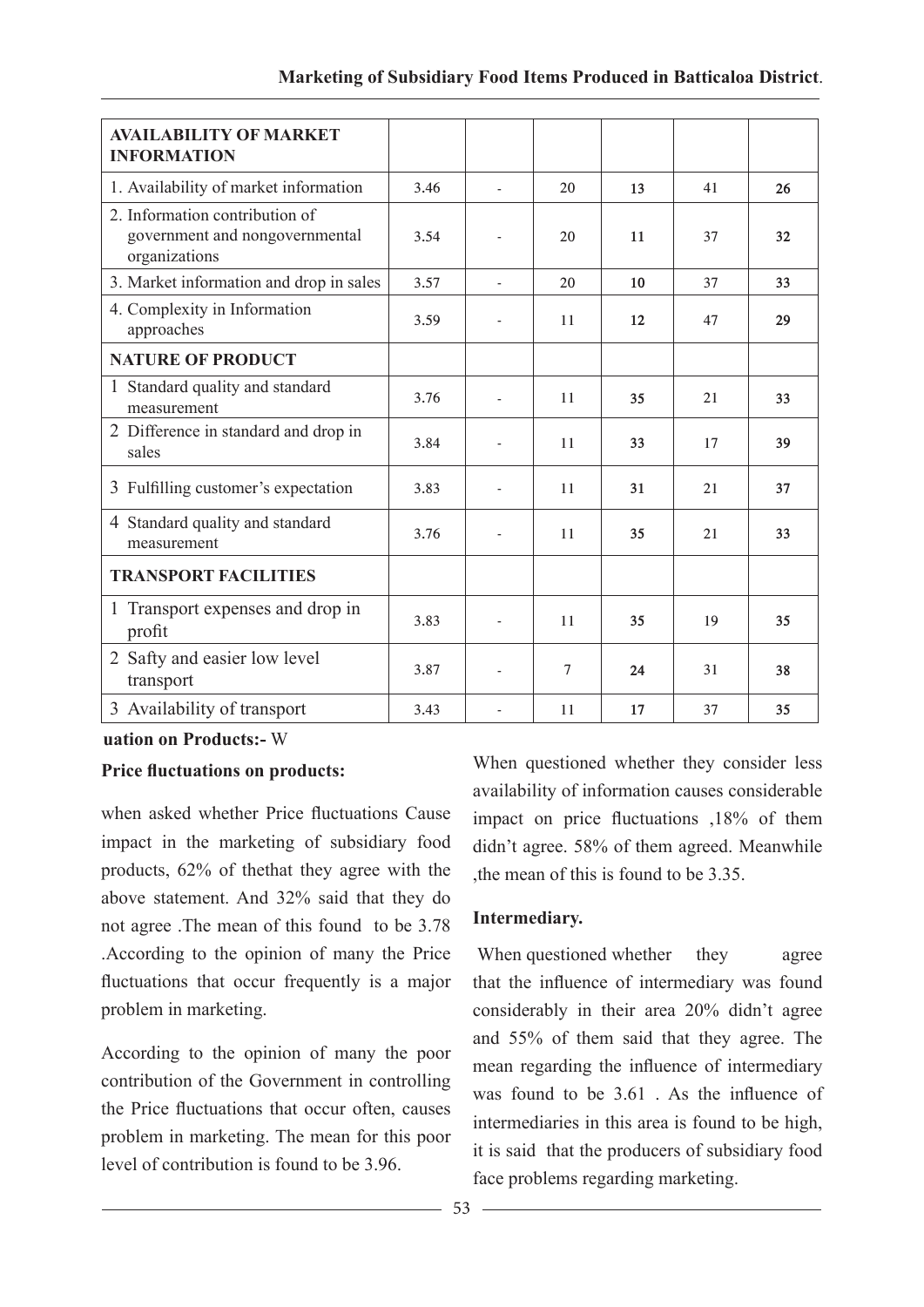| AVAILABILITY OF MARKET INFORMATION | | | | | | |
|---|---|---|---|---|---|---|
| 1. Availability of market information | 3.46 | - | 20 | **13** | 41 | **26** |
| 2. Information contribution of government and nongovernmental organizations | 3.54 | - | 20 | **11** | 37 | **32** |
| 3. Market information and drop in sales | 3.57 | - | 20 | **10** | 37 | **33** |
| 4. Complexity in Information approaches | 3.59 | - | 11 | **12** | 47 | **29** |
| **NATURE OF PRODUCT** | | | | | | |
| 1 Standard quality and standard measurement | 3.76 | - | 11 | **35** | 21 | **33** |
| 2 Difference in standard and drop in sales | 3.84 | - | 11 | **33** | 17 | **39** |
| 3 Fulfilling customer's expectation | 3.83 | - | 11 | **31** | 21 | **37** |
| 4 Standard quality and standard measurement | 3.76 | - | 11 | **35** | 21 | **33** |
| **TRANSPORT FACILITIES** | | | | | | |
| 1 Transport expenses and drop in profit | 3.83 | - | 11 | **35** | 19 | **35** |
| 2 Safty and easier low level transport | 3.87 | - | 7 | **24** | 31 | **38** |
| 3 Availability of transport | 3.43 | - | 11 | **17** | 37 | **35** |

**uation on Products:-** W

**Price fluctuations on products:**

when asked whether Price fluctuations Cause impact in the marketing of subsidiary food products, 62% of thethat they agree with the above statement. And 32% said that they do not agree .The mean of this found to be 3.78 .According to the opinion of many the Price fluctuations that occur frequently is a major problem in marketing.

According to the opinion of many the poor contribution of the Government in controlling the Price fluctuations that occur often, causes problem in marketing. The mean for this poor level of contribution is found to be 3.96.

When questioned whether they consider less availability of information causes considerable impact on price fluctuations ,18% of them didn't agree. 58% of them agreed. Meanwhile ,the mean of this is found to be 3.35.

**Intermediary.**

When questioned whether they agree that the influence of intermediary was found considerably in their area 20% didn't agree and 55% of them said that they agree. The mean regarding the influence of intermediary was found to be 3.61 . As the influence of intermediaries in this area is found to be high, it is said that the producers of subsidiary food face problems regarding marketing.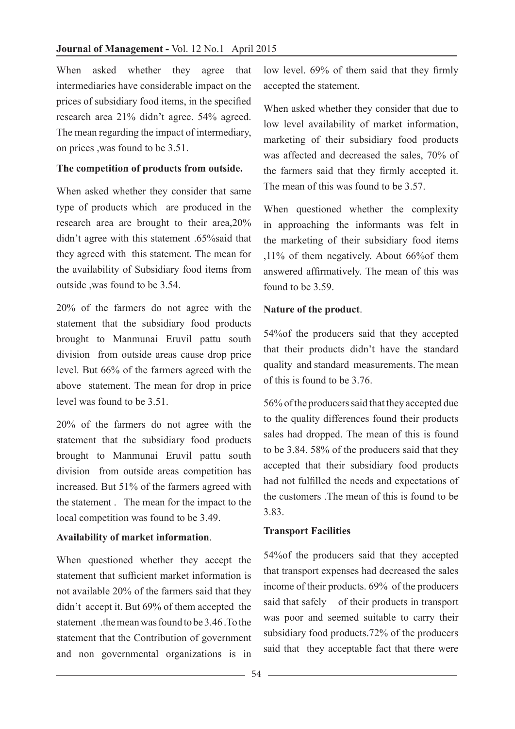When asked whether they agree that intermediaries have considerable impact on the prices of subsidiary food items, in the specified research area 21% didn't agree. 54% agreed. The mean regarding the impact of intermediary, on prices ,was found to be 3.51.

**The competition of products from outside.**

When asked whether they consider that same type of products which are produced in the research area are brought to their area,20% didn't agree with this statement .65%said that they agreed with this statement. The mean for the availability of Subsidiary food items from outside ,was found to be 3.54.

20% of the farmers do not agree with the statement that the subsidiary food products brought to Manmunai Eruvil pattu south division from outside areas cause drop price level. But 66% of the farmers agreed with the above statement. The mean for drop in price level was found to be 3.51.

20% of the farmers do not agree with the statement that the subsidiary food products brought to Manmunai Eruvil pattu south division from outside areas competition has increased. But 51% of the farmers agreed with the statement . The mean for the impact to the local competition was found to be 3.49.

**Availability of market information**.

When questioned whether they accept the statement that sufficient market information is not available 20% of the farmers said that they didn't accept it. But 69% of them accepted the statement .the mean was found to be 3.46 .To the statement that the Contribution of government and non governmental organizations is in low level. 69% of them said that they firmly accepted the statement.

When asked whether they consider that due to low level availability of market information, marketing of their subsidiary food products was affected and decreased the sales, 70% of the farmers said that they firmly accepted it. The mean of this was found to be 3.57.

When questioned whether the complexity in approaching the informants was felt in the marketing of their subsidiary food items ,11% of them negatively. About 66%of them answered affirmatively. The mean of this was found to be 3.59.

**Nature of the product**.

54%of the producers said that they accepted that their products didn't have the standard quality and standard measurements. The mean of this is found to be 3.76.

56% of the producers said that they accepted due to the quality differences found their products sales had dropped. The mean of this is found to be 3.84. 58% of the producers said that they accepted that their subsidiary food products had not fulfilled the needs and expectations of the customers .The mean of this is found to be 3.83.

**Transport Facilities**

54%of the producers said that they accepted that transport expenses had decreased the sales income of their products. 69% of the producers said that safely of their products in transport was poor and seemed suitable to carry their subsidiary food products.72% of the producers said that they acceptable fact that there were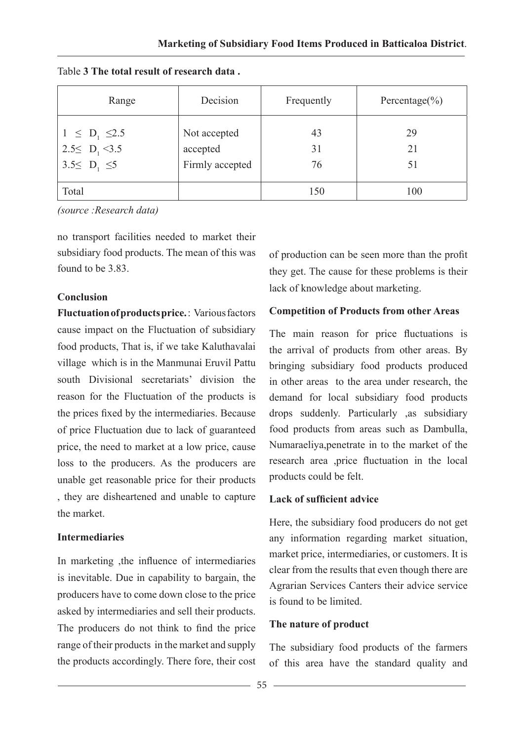Table **3 The total result of research data .**

| Range | Decision | Frequently | Percentage(%) |
|---|---|---|---|
| $1 \leq D_1 \leq 2.5$ | Not accepted | 43 | 29 |
| $2.5 \leq D_1 < 3.5$ | accepted | 31 | 21 |
| $3.5 \leq D_1 \leq 5$ | Firmly accepted | 76 | 51 |
| Total | | 150 | 100 |

*(source :Research data)*

no transport facilities needed to market their subsidiary food products. The mean of this was found to be 3.83.

**Conclusion**

**Fluctuation of products price.** : Various factors cause impact on the Fluctuation of subsidiary food products, That is, if we take Kaluthavalai village which is in the Manmunai Eruvil Pattu south Divisional secretariats' division the reason for the Fluctuation of the products is the prices fixed by the intermediaries. Because of price Fluctuation due to lack of guaranteed price, the need to market at a low price, cause loss to the producers. As the producers are unable get reasonable price for their products , they are disheartened and unable to capture the market.

**Intermediaries**

In marketing ,the influence of intermediaries is inevitable. Due in capability to bargain, the producers have to come down close to the price asked by intermediaries and sell their products. The producers do not think to find the price range of their products in the market and supply the products accordingly. There fore, their cost of production can be seen more than the profit they get. The cause for these problems is their lack of knowledge about marketing.

**Competition of Products from other Areas**

The main reason for price fluctuations is the arrival of products from other areas. By bringing subsidiary food products produced in other areas to the area under research, the demand for local subsidiary food products drops suddenly. Particularly ,as subsidiary food products from areas such as Dambulla, Numaraeliya,penetrate in to the market of the research area ,price fluctuation in the local products could be felt.

**Lack of sufficient advice**

Here, the subsidiary food producers do not get any information regarding market situation, market price, intermediaries, or customers. It is clear from the results that even though there are Agrarian Services Canters their advice service is found to be limited.

**The nature of product**

The subsidiary food products of the farmers of this area have the standard quality and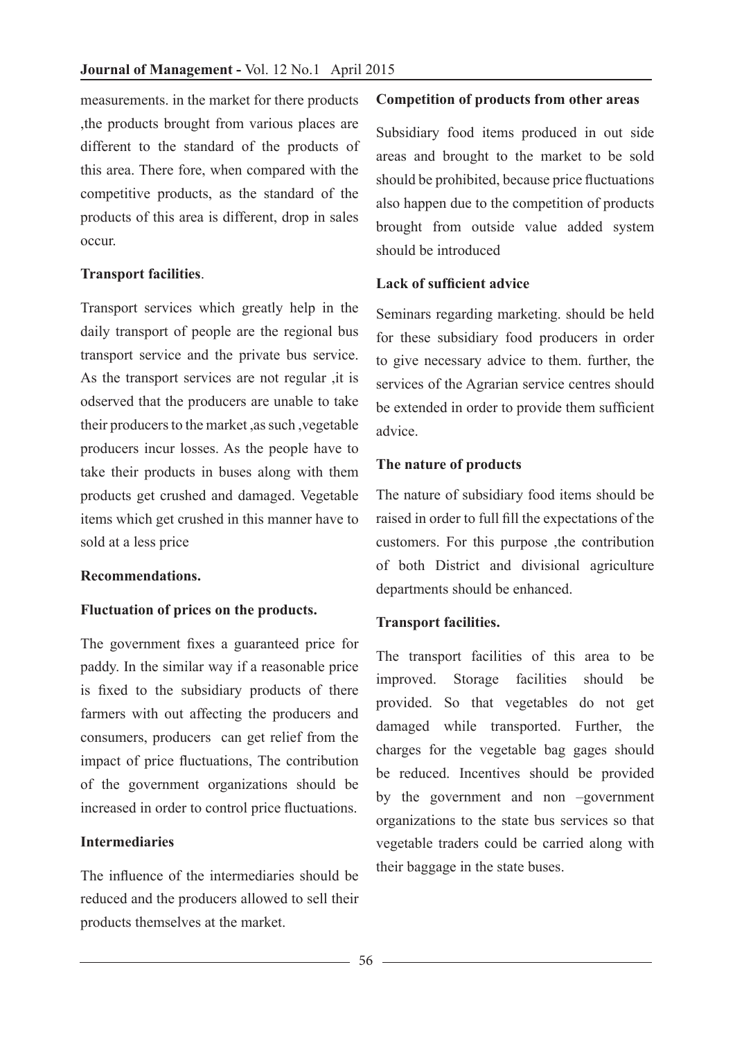measurements. in the market for there products ,the products brought from various places are different to the standard of the products of this area. There fore, when compared with the competitive products, as the standard of the products of this area is different, drop in sales occur.

**Transport facilities**.

Transport services which greatly help in the daily transport of people are the regional bus transport service and the private bus service. As the transport services are not regular ,it is odserved that the producers are unable to take their producers to the market ,as such ,vegetable producers incur losses. As the people have to take their products in buses along with them products get crushed and damaged. Vegetable items which get crushed in this manner have to sold at a less price

**Recommendations.**

**Fluctuation of prices on the products.**

The government fixes a guaranteed price for paddy. In the similar way if a reasonable price is fixed to the subsidiary products of there farmers with out affecting the producers and consumers, producers can get relief from the impact of price fluctuations, The contribution of the government organizations should be increased in order to control price fluctuations.

**Intermediaries**

The influence of the intermediaries should be reduced and the producers allowed to sell their products themselves at the market.

**Competition of products from other areas**

Subsidiary food items produced in out side areas and brought to the market to be sold should be prohibited, because price fluctuations also happen due to the competition of products brought from outside value added system should be introduced

**Lack of sufficient advice**

Seminars regarding marketing. should be held for these subsidiary food producers in order to give necessary advice to them. further, the services of the Agrarian service centres should be extended in order to provide them sufficient advice.

**The nature of products**

The nature of subsidiary food items should be raised in order to full fill the expectations of the customers. For this purpose ,the contribution of both District and divisional agriculture departments should be enhanced.

**Transport facilities.**

The transport facilities of this area to be improved. Storage facilities should be provided. So that vegetables do not get damaged while transported. Further, the charges for the vegetable bag gages should be reduced. Incentives should be provided by the government and non –government organizations to the state bus services so that vegetable traders could be carried along with their baggage in the state buses.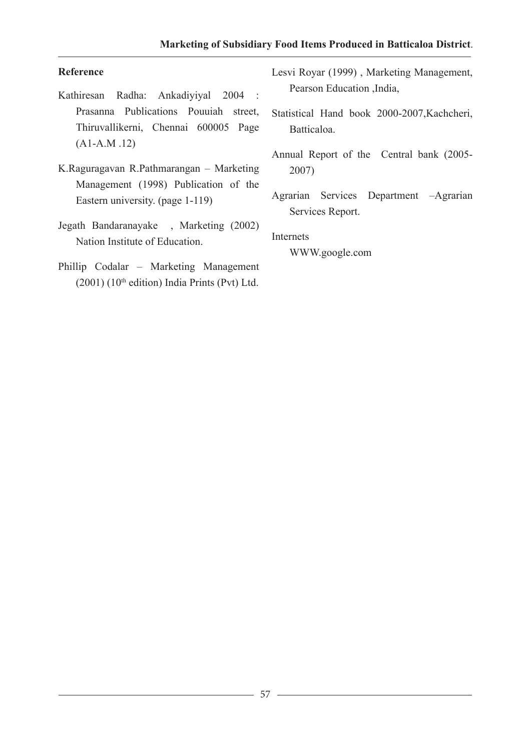## Reference

Kathiresan Radha: Ankadiyiyal 2004 : Prasanna Publications Pouuiah street, Thiruvallikerni, Chennai 600005 Page (A1-A.M .12)

K.Raguragavan R.Pathmarangan – Marketing Management (1998) Publication of the Eastern university. (page 1-119)

Jegath Bandaranayake , Marketing (2002) Nation Institute of Education.

Phillip Codalar – Marketing Management (2001) (10th edition) India Prints (Pvt) Ltd.

Lesvi Royar (1999) , Marketing Management, Pearson Education ,India,

Statistical Hand book 2000-2007,Kachcheri, Batticaloa.

Annual Report of the Central bank (2005-2007)

Agrarian Services Department –Agrarian Services Report.

Internets

WWW.google.com